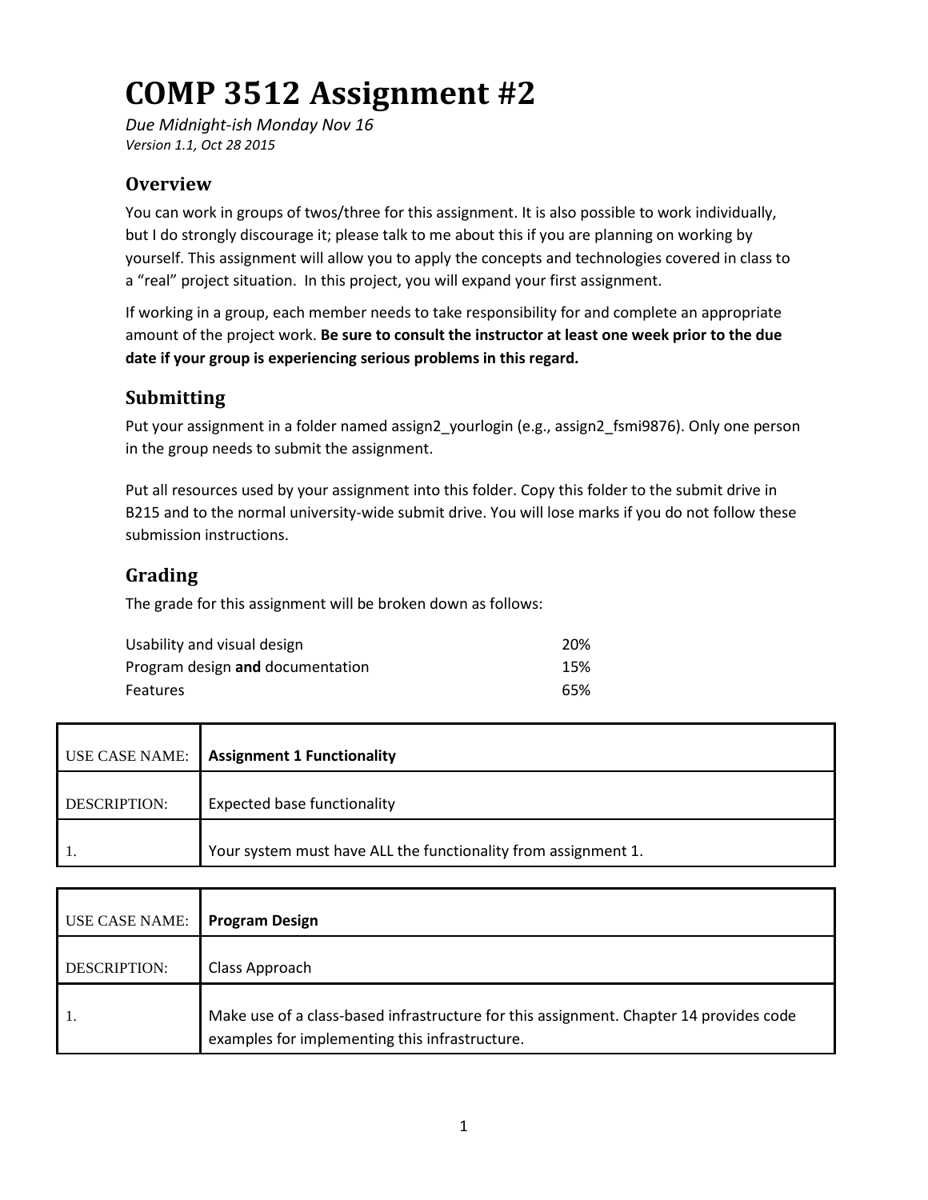# COMP 3512 Assignment #2

*Due Midnight-ish Monday Nov 16*
*Version 1.1, Oct 28 2015*

## Overview

You can work in groups of twos/three for this assignment. It is also possible to work individually, but I do strongly discourage it; please talk to me about this if you are planning on working by yourself. This assignment will allow you to apply the concepts and technologies covered in class to a "real" project situation. In this project, you will expand your first assignment.

If working in a group, each member needs to take responsibility for and complete an appropriate amount of the project work. **Be sure to consult the instructor at least one week prior to the due date if your group is experiencing serious problems in this regard.**

## Submitting

Put your assignment in a folder named assign2_yourlogin (e.g., assign2_fsmi9876). Only one person in the group needs to submit the assignment.

Put all resources used by your assignment into this folder. Copy this folder to the submit drive in B215 and to the normal university-wide submit drive. You will lose marks if you do not follow these submission instructions.

## Grading

The grade for this assignment will be broken down as follows:

| | |
|---|---|
| Usability and visual design | 20% |
| Program design **and** documentation | 15% |
| Features | 65% |

| USE CASE NAME: | **Assignment 1 Functionality** |
|---|---|
| DESCRIPTION: | Expected base functionality |
| 1. | Your system must have ALL the functionality from assignment 1. |

| USE CASE NAME: | **Program Design** |
|---|---|
| DESCRIPTION: | Class Approach |
| 1. | Make use of a class-based infrastructure for this assignment. Chapter 14 provides code examples for implementing this infrastructure. |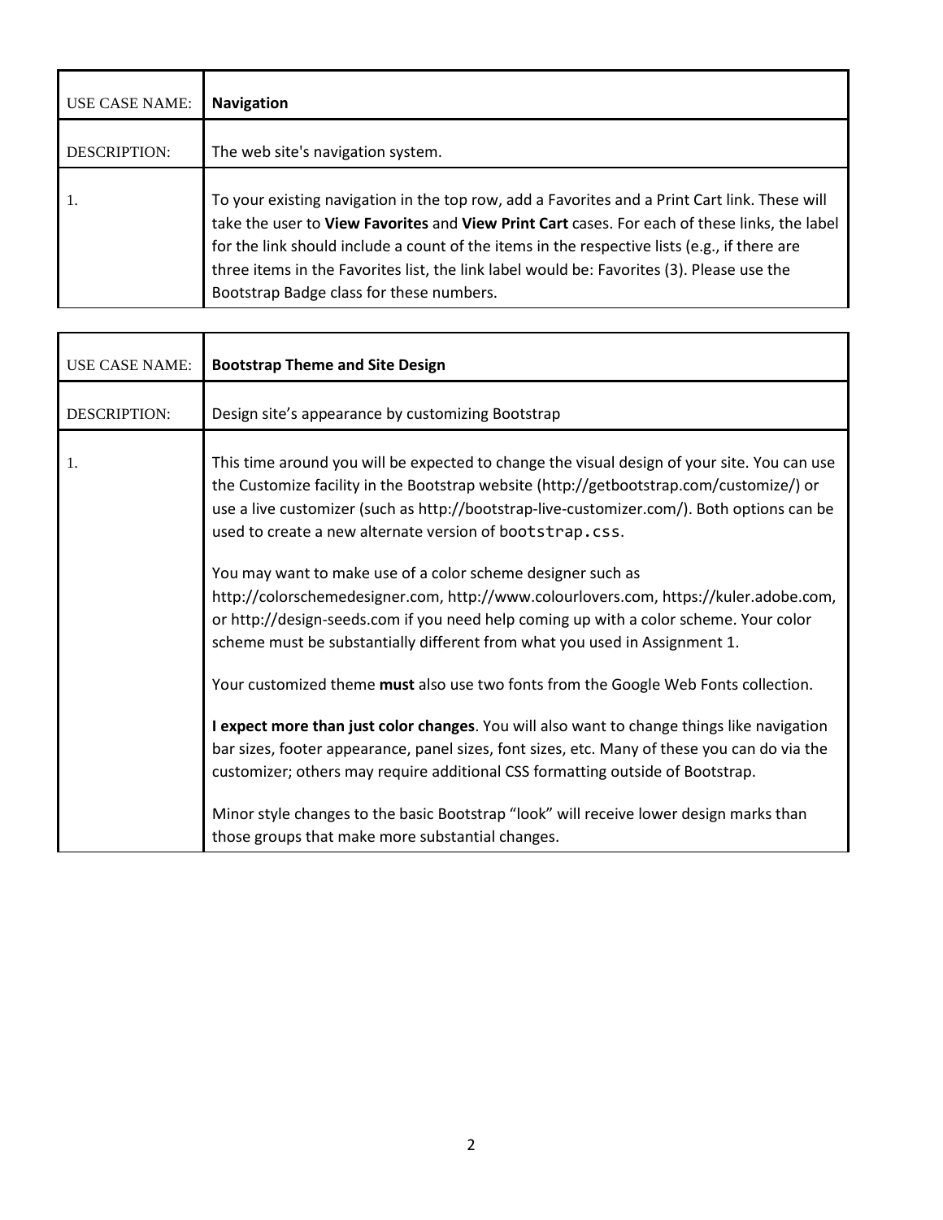| USE CASE NAME: | **Navigation** |
| --- | --- |
| DESCRIPTION: | The web site's navigation system. |
| 1. | To your existing navigation in the top row, add a Favorites and a Print Cart link. These will take the user to **View Favorites** and **View Print Cart** cases. For each of these links, the label for the link should include a count of the items in the respective lists (e.g., if there are three items in the Favorites list, the link label would be: Favorites (3). Please use the Bootstrap Badge class for these numbers. |

| USE CASE NAME: | **Bootstrap Theme and Site Design** |
| --- | --- |
| DESCRIPTION: | Design site's appearance by customizing Bootstrap |
| 1. | This time around you will be expected to change the visual design of your site. You can use the Customize facility in the Bootstrap website (http://getbootstrap.com/customize/) or use a live customizer (such as http://bootstrap-live-customizer.com/). Both options can be used to create a new alternate version of `bootstrap.css`.<br><br>You may want to make use of a color scheme designer such as http://colorschemedesigner.com, http://www.colourlovers.com, https://kuler.adobe.com, or http://design-seeds.com if you need help coming up with a color scheme. Your color scheme must be substantially different from what you used in Assignment 1.<br><br>Your customized theme **must** also use two fonts from the Google Web Fonts collection.<br><br>**I expect more than just color changes**. You will also want to change things like navigation bar sizes, footer appearance, panel sizes, font sizes, etc. Many of these you can do via the customizer; others may require additional CSS formatting outside of Bootstrap.<br><br>Minor style changes to the basic Bootstrap "look" will receive lower design marks than those groups that make more substantial changes. |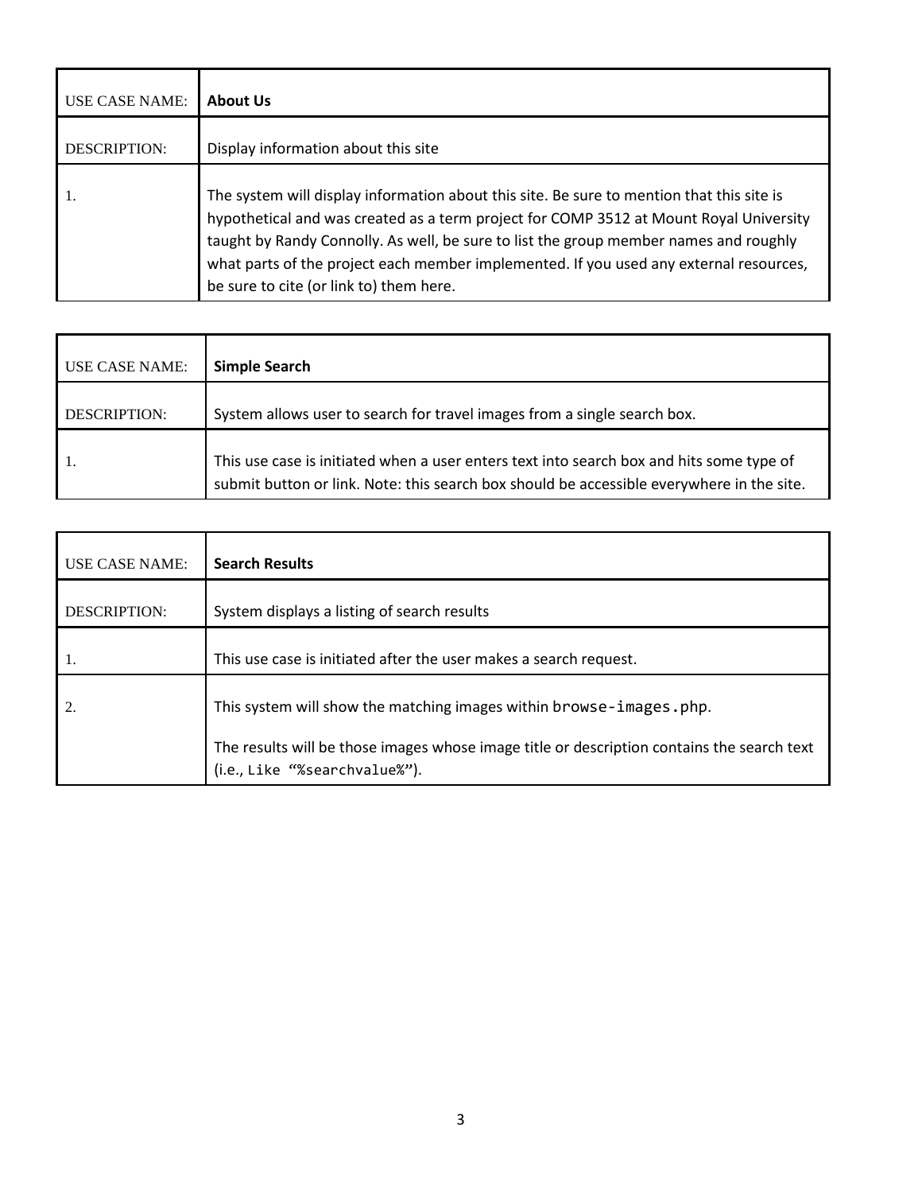| USE CASE NAME: | **About Us** |
|---|---|
| DESCRIPTION: | Display information about this site |
| 1. | The system will display information about this site. Be sure to mention that this site is hypothetical and was created as a term project for COMP 3512 at Mount Royal University taught by Randy Connolly. As well, be sure to list the group member names and roughly what parts of the project each member implemented. If you used any external resources, be sure to cite (or link to) them here. |

| USE CASE NAME: | **Simple Search** |
|---|---|
| DESCRIPTION: | System allows user to search for travel images from a single search box. |
| 1. | This use case is initiated when a user enters text into search box and hits some type of submit button or link. Note: this search box should be accessible everywhere in the site. |

| USE CASE NAME: | **Search Results** |
|---|---|
| DESCRIPTION: | System displays a listing of search results |
| 1. | This use case is initiated after the user makes a search request. |
| 2. | This system will show the matching images within `browse-images.php`.<br><br>The results will be those images whose image title or description contains the search text (i.e., `Like “%searchvalue%”`). |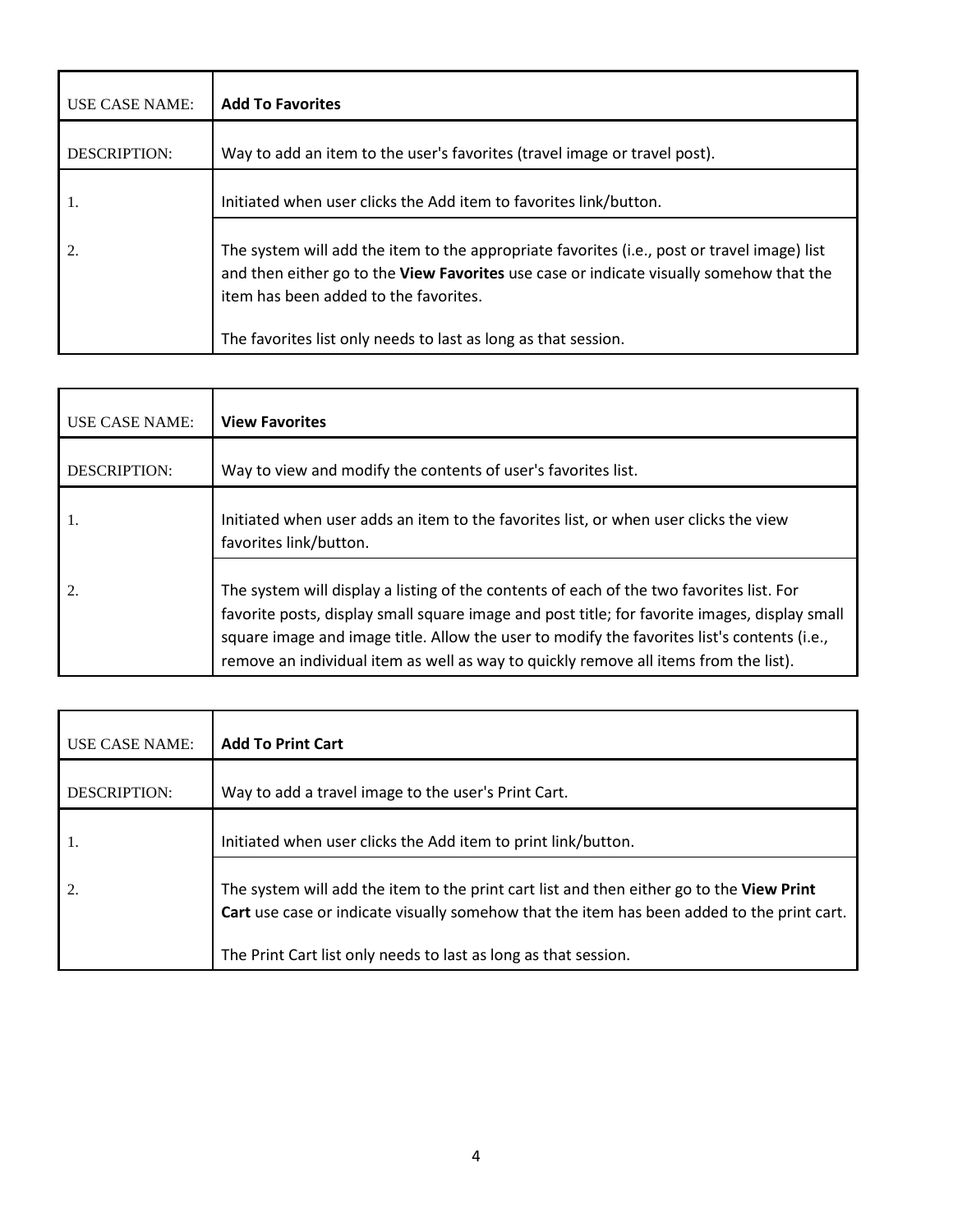| USE CASE NAME: | **Add To Favorites** |
|---|---|
| DESCRIPTION: | Way to add an item to the user's favorites (travel image or travel post). |
| 1. | Initiated when user clicks the Add item to favorites link/button. |
| 2. | The system will add the item to the appropriate favorites (i.e., post or travel image) list and then either go to the **View Favorites** use case or indicate visually somehow that the item has been added to the favorites.<br><br>The favorites list only needs to last as long as that session. |

| USE CASE NAME: | **View Favorites** |
|---|---|
| DESCRIPTION: | Way to view and modify the contents of user's favorites list. |
| 1. | Initiated when user adds an item to the favorites list, or when user clicks the view favorites link/button. |
| 2. | The system will display a listing of the contents of each of the two favorites list. For favorite posts, display small square image and post title; for favorite images, display small square image and image title. Allow the user to modify the favorites list's contents (i.e., remove an individual item as well as way to quickly remove all items from the list). |

| USE CASE NAME: | **Add To Print Cart** |
|---|---|
| DESCRIPTION: | Way to add a travel image to the user's Print Cart. |
| 1. | Initiated when user clicks the Add item to print link/button. |
| 2. | The system will add the item to the print cart list and then either go to the **View Print Cart** use case or indicate visually somehow that the item has been added to the print cart.<br><br>The Print Cart list only needs to last as long as that session. |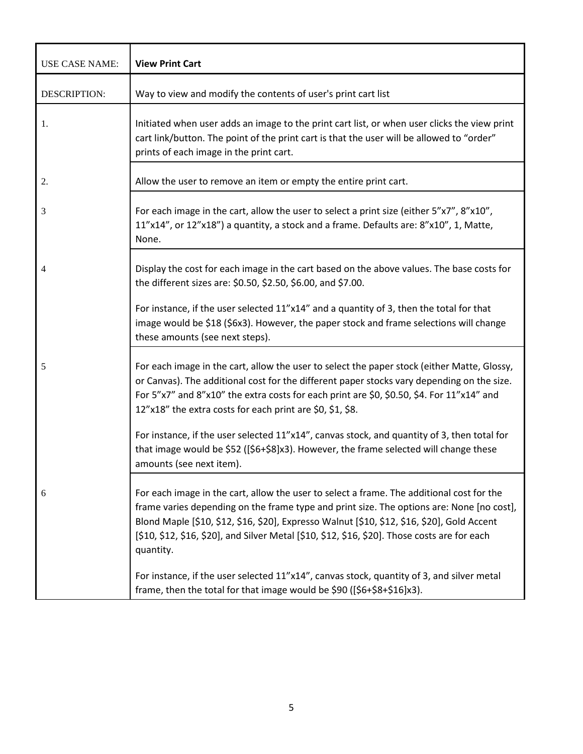| USE CASE NAME: | **View Print Cart** |
|---|---|
| DESCRIPTION: | Way to view and modify the contents of user's print cart list |
| 1. | Initiated when user adds an image to the print cart list, or when user clicks the view print cart link/button. The point of the print cart is that the user will be allowed to "order" prints of each image in the print cart. |
| 2. | Allow the user to remove an item or empty the entire print cart. |
| 3 | For each image in the cart, allow the user to select a print size (either 5"x7", 8"x10", 11"x14", or 12"x18") a quantity, a stock and a frame. Defaults are: 8"x10", 1, Matte, None. |
| 4 | Display the cost for each image in the cart based on the above values. The base costs for the different sizes are: $0.50, $2.50, $6.00, and $7.00.<br><br>For instance, if the user selected 11"x14" and a quantity of 3, then the total for that image would be $18 ($6x3). However, the paper stock and frame selections will change these amounts (see next steps). |
| 5 | For each image in the cart, allow the user to select the paper stock (either Matte, Glossy, or Canvas). The additional cost for the different paper stocks vary depending on the size. For 5"x7" and 8"x10" the extra costs for each print are $0, $0.50, $4. For 11"x14" and 12"x18" the extra costs for each print are $0, $1, $8.<br><br>For instance, if the user selected 11"x14", canvas stock, and quantity of 3, then total for that image would be $52 ([$6+$8]x3). However, the frame selected will change these amounts (see next item). |
| 6 | For each image in the cart, allow the user to select a frame. The additional cost for the frame varies depending on the frame type and print size. The options are: None [no cost], Blond Maple [$10, $12, $16, $20], Expresso Walnut [$10, $12, $16, $20], Gold Accent [$10, $12, $16, $20], and Silver Metal [$10, $12, $16, $20]. Those costs are for each quantity.<br><br>For instance, if the user selected 11"x14", canvas stock, quantity of 3, and silver metal frame, then the total for that image would be $90 ([$6+$8+$16]x3). |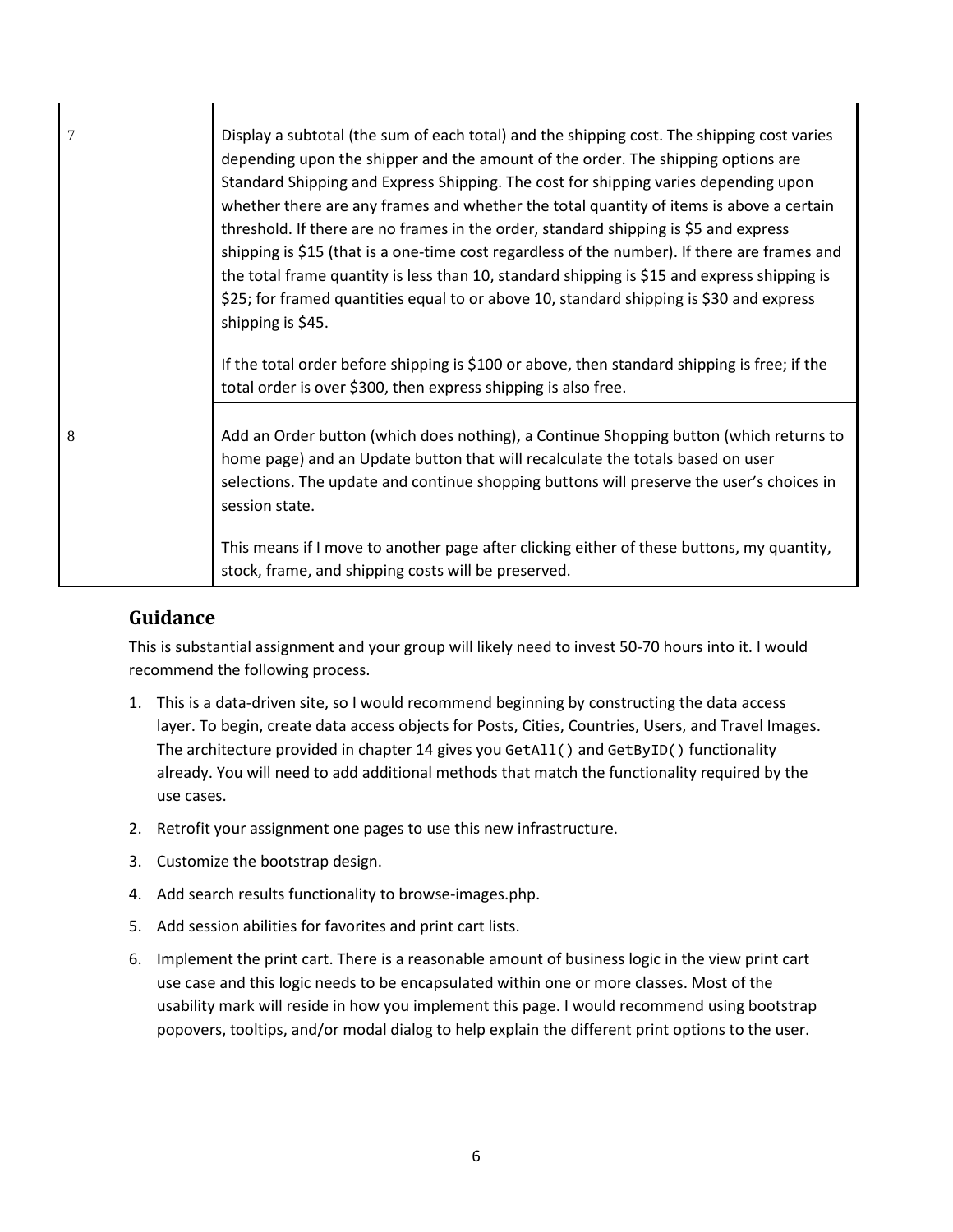| | |
|---|---|
| 7 | Display a subtotal (the sum of each total) and the shipping cost. The shipping cost varies depending upon the shipper and the amount of the order. The shipping options are Standard Shipping and Express Shipping. The cost for shipping varies depending upon whether there are any frames and whether the total quantity of items is above a certain threshold. If there are no frames in the order, standard shipping is $5 and express shipping is $15 (that is a one-time cost regardless of the number). If there are frames and the total frame quantity is less than 10, standard shipping is $15 and express shipping is $25; for framed quantities equal to or above 10, standard shipping is $30 and express shipping is $45.<br><br>If the total order before shipping is $100 or above, then standard shipping is free; if the total order is over $300, then express shipping is also free. |
| 8 | Add an Order button (which does nothing), a Continue Shopping button (which returns to home page) and an Update button that will recalculate the totals based on user selections. The update and continue shopping buttons will preserve the user's choices in session state.<br><br>This means if I move to another page after clicking either of these buttons, my quantity, stock, frame, and shipping costs will be preserved. |

## Guidance

This is substantial assignment and your group will likely need to invest 50-70 hours into it. I would recommend the following process.

1. This is a data-driven site, so I would recommend beginning by constructing the data access layer. To begin, create data access objects for Posts, Cities, Countries, Users, and Travel Images. The architecture provided in chapter 14 gives you `GetAll()` and `GetByID()` functionality already. You will need to add additional methods that match the functionality required by the use cases.
2. Retrofit your assignment one pages to use this new infrastructure.
3. Customize the bootstrap design.
4. Add search results functionality to browse-images.php.
5. Add session abilities for favorites and print cart lists.
6. Implement the print cart. There is a reasonable amount of business logic in the view print cart use case and this logic needs to be encapsulated within one or more classes. Most of the usability mark will reside in how you implement this page. I would recommend using bootstrap popovers, tooltips, and/or modal dialog to help explain the different print options to the user.